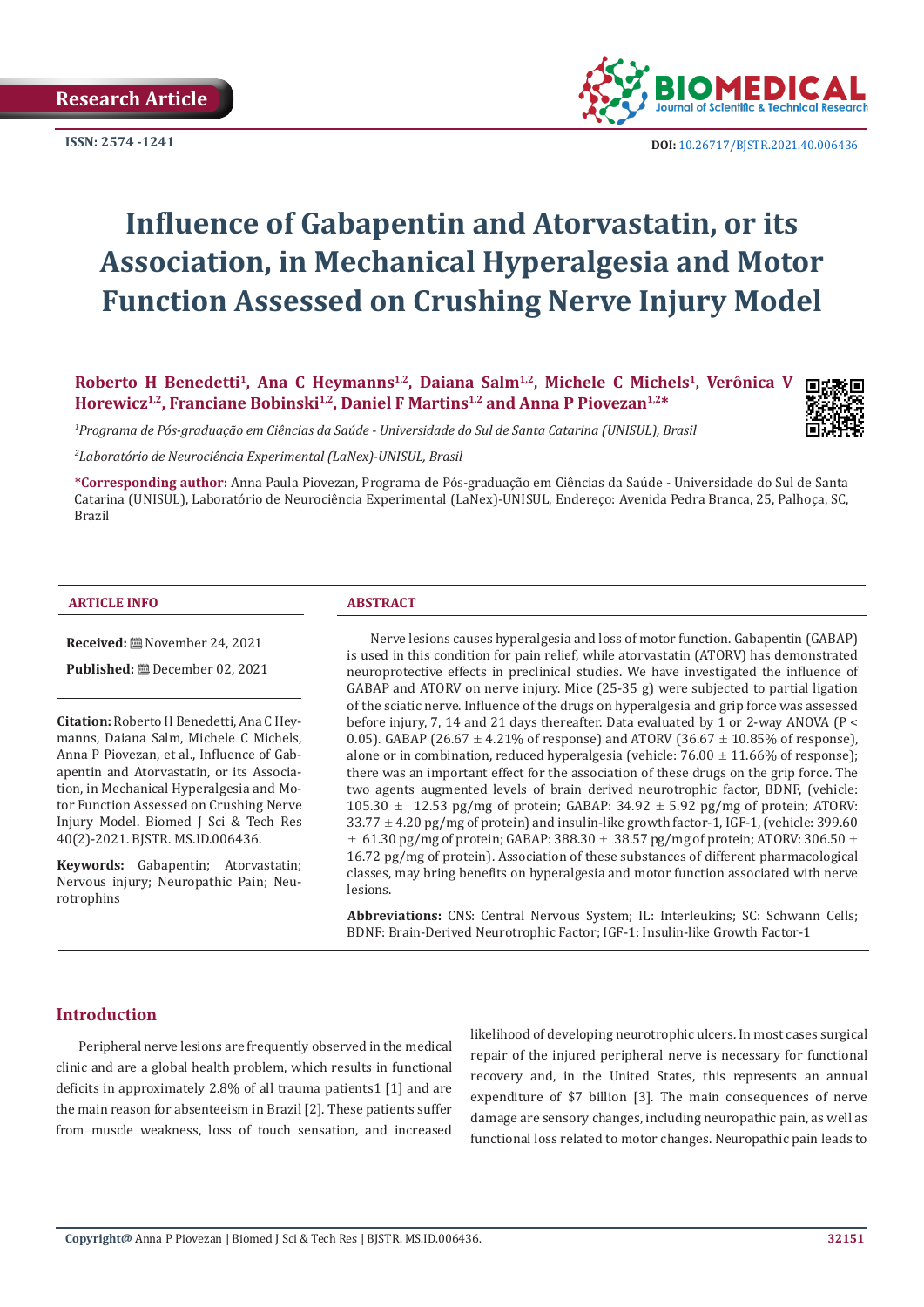Research Article

ISSN: 2574 -1241

DOI: 10.26717/BJSTR.2021.40.006436

# Influence of Gabapentin and Atorvastatin, or its Association, in Mechanical Hyperalgesia and Motor Function Assessed on Crushing Nerve Injury Model

**Roberto H Benedetti[1], Ana C Heymanns[1,2], Daiana Salm[1,2], Michele C Michels[1], Verônica V Horewicz[1,2], Franciane Bobinski[1,2], Daniel F Martins[1,2] and Anna P Piovezan[1,2]***

[1]*Programa de Pós-graduação em Ciências da Saúde - Universidade do Sul de Santa Catarina (UNISUL), Brasil*

[2]*Laboratório de Neurociência Experimental (LaNex)-UNISUL, Brasil*

***Corresponding author:** Anna Paula Piovezan, Programa de Pós-graduação em Ciências da Saúde - Universidade do Sul de Santa Catarina (UNISUL), Laboratório de Neurociência Experimental (LaNex)-UNISUL, Endereço: Avenida Pedra Branca, 25, Palhoça, SC, Brazil

## ARTICLE INFO

**Received:** November 24, 2021

**Published:** December 02, 2021

**Citation:** Roberto H Benedetti, Ana C Heymanns, Daiana Salm, Michele C Michels, Anna P Piovezan, et al., Influence of Gabapentin and Atorvastatin, or its Association, in Mechanical Hyperalgesia and Motor Function Assessed on Crushing Nerve Injury Model. Biomed J Sci & Tech Res 40(2)-2021. BJSTR. MS.ID.006436.

**Keywords:** Gabapentin; Atorvastatin; Nervous injury; Neuropathic Pain; Neurotrophins

## ABSTRACT

Nerve lesions causes hyperalgesia and loss of motor function. Gabapentin (GABAP) is used in this condition for pain relief, while atorvastatin (ATORV) has demonstrated neuroprotective effects in preclinical studies. We have investigated the influence of GABAP and ATORV on nerve injury. Mice (25-35 g) were subjected to partial ligation of the sciatic nerve. Influence of the drugs on hyperalgesia and grip force was assessed before injury, 7, 14 and 21 days thereafter. Data evaluated by 1 or 2-way ANOVA ($P < 0.05$). GABAP (26.67 ± 4.21% of response) and ATORV (36.67 ± 10.85% of response), alone or in combination, reduced hyperalgesia (vehicle: 76.00 ± 11.66% of response); there was an important effect for the association of these drugs on the grip force. The two agents augmented levels of brain derived neurotrophic factor, BDNF, (vehicle: 105.30 ± 12.53 pg/mg of protein; GABAP: 34.92 ± 5.92 pg/mg of protein; ATORV: 33.77 ± 4.20 pg/mg of protein) and insulin-like growth factor-1, IGF-1, (vehicle: 399.60 ± 61.30 pg/mg of protein; GABAP: 388.30 ± 38.57 pg/mg of protein; ATORV: 306.50 ± 16.72 pg/mg of protein). Association of these substances of different pharmacological classes, may bring benefits on hyperalgesia and motor function associated with nerve lesions.

**Abbreviations:** CNS: Central Nervous System; IL: Interleukins; SC: Schwann Cells; BDNF: Brain-Derived Neurotrophic Factor; IGF-1: Insulin-like Growth Factor-1

## Introduction

Peripheral nerve lesions are frequently observed in the medical clinic and are a global health problem, which results in functional deficits in approximately 2.8% of all trauma patients1 [1] and are the main reason for absenteeism in Brazil [2]. These patients suffer from muscle weakness, loss of touch sensation, and increased likelihood of developing neurotrophic ulcers. In most cases surgical repair of the injured peripheral nerve is necessary for functional recovery and, in the United States, this represents an annual expenditure of $7 billion [3]. The main consequences of nerve damage are sensory changes, including neuropathic pain, as well as functional loss related to motor changes. Neuropathic pain leads to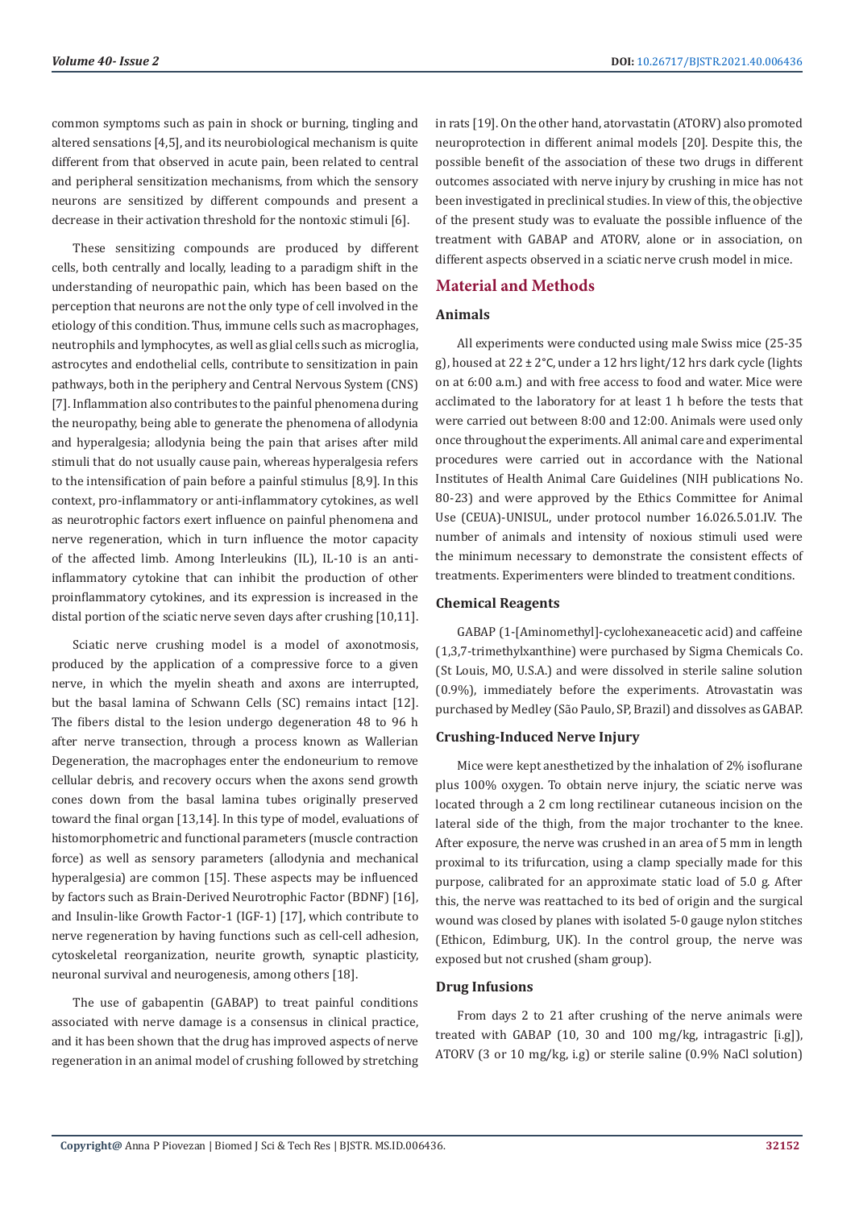common symptoms such as pain in shock or burning, tingling and altered sensations [4,5], and its neurobiological mechanism is quite different from that observed in acute pain, been related to central and peripheral sensitization mechanisms, from which the sensory neurons are sensitized by different compounds and present a decrease in their activation threshold for the nontoxic stimuli [6].

These sensitizing compounds are produced by different cells, both centrally and locally, leading to a paradigm shift in the understanding of neuropathic pain, which has been based on the perception that neurons are not the only type of cell involved in the etiology of this condition. Thus, immune cells such as macrophages, neutrophils and lymphocytes, as well as glial cells such as microglia, astrocytes and endothelial cells, contribute to sensitization in pain pathways, both in the periphery and Central Nervous System (CNS) [7]. Inflammation also contributes to the painful phenomena during the neuropathy, being able to generate the phenomena of allodynia and hyperalgesia; allodynia being the pain that arises after mild stimuli that do not usually cause pain, whereas hyperalgesia refers to the intensification of pain before a painful stimulus [8,9]. In this context, pro-inflammatory or anti-inflammatory cytokines, as well as neurotrophic factors exert influence on painful phenomena and nerve regeneration, which in turn influence the motor capacity of the affected limb. Among Interleukins (IL), IL-10 is an anti-inflammatory cytokine that can inhibit the production of other proinflammatory cytokines, and its expression is increased in the distal portion of the sciatic nerve seven days after crushing [10,11].

Sciatic nerve crushing model is a model of axonotmosis, produced by the application of a compressive force to a given nerve, in which the myelin sheath and axons are interrupted, but the basal lamina of Schwann Cells (SC) remains intact [12]. The fibers distal to the lesion undergo degeneration 48 to 96 h after nerve transection, through a process known as Wallerian Degeneration, the macrophages enter the endoneurium to remove cellular debris, and recovery occurs when the axons send growth cones down from the basal lamina tubes originally preserved toward the final organ [13,14]. In this type of model, evaluations of histomorphometric and functional parameters (muscle contraction force) as well as sensory parameters (allodynia and mechanical hyperalgesia) are common [15]. These aspects may be influenced by factors such as Brain-Derived Neurotrophic Factor (BDNF) [16], and Insulin-like Growth Factor-1 (IGF-1) [17], which contribute to nerve regeneration by having functions such as cell-cell adhesion, cytoskeletal reorganization, neurite growth, synaptic plasticity, neuronal survival and neurogenesis, among others [18].

The use of gabapentin (GABAP) to treat painful conditions associated with nerve damage is a consensus in clinical practice, and it has been shown that the drug has improved aspects of nerve regeneration in an animal model of crushing followed by stretching in rats [19]. On the other hand, atorvastatin (ATORV) also promoted neuroprotection in different animal models [20]. Despite this, the possible benefit of the association of these two drugs in different outcomes associated with nerve injury by crushing in mice has not been investigated in preclinical studies. In view of this, the objective of the present study was to evaluate the possible influence of the treatment with GABAP and ATORV, alone or in association, on different aspects observed in a sciatic nerve crush model in mice.

## Material and Methods

### Animals

All experiments were conducted using male Swiss mice (25-35 g), housed at 22 ± 2°C, under a 12 hrs light/12 hrs dark cycle (lights on at 6:00 a.m.) and with free access to food and water. Mice were acclimated to the laboratory for at least 1 h before the tests that were carried out between 8:00 and 12:00. Animals were used only once throughout the experiments. All animal care and experimental procedures were carried out in accordance with the National Institutes of Health Animal Care Guidelines (NIH publications No. 80-23) and were approved by the Ethics Committee for Animal Use (CEUA)-UNISUL, under protocol number 16.026.5.01.IV. The number of animals and intensity of noxious stimuli used were the minimum necessary to demonstrate the consistent effects of treatments. Experimenters were blinded to treatment conditions.

### Chemical Reagents

GABAP (1-[Aminomethyl]-cyclohexaneacetic acid) and caffeine (1,3,7-trimethylxanthine) were purchased by Sigma Chemicals Co. (St Louis, MO, U.S.A.) and were dissolved in sterile saline solution (0.9%), immediately before the experiments. Atrovastatin was purchased by Medley (São Paulo, SP, Brazil) and dissolves as GABAP.

### Crushing-Induced Nerve Injury

Mice were kept anesthetized by the inhalation of 2% isoflurane plus 100% oxygen. To obtain nerve injury, the sciatic nerve was located through a 2 cm long rectilinear cutaneous incision on the lateral side of the thigh, from the major trochanter to the knee. After exposure, the nerve was crushed in an area of 5 mm in length proximal to its trifurcation, using a clamp specially made for this purpose, calibrated for an approximate static load of 5.0 g. After this, the nerve was reattached to its bed of origin and the surgical wound was closed by planes with isolated 5-0 gauge nylon stitches (Ethicon, Edimburg, UK). In the control group, the nerve was exposed but not crushed (sham group).

### Drug Infusions

From days 2 to 21 after crushing of the nerve animals were treated with GABAP (10, 30 and 100 mg/kg, intragastric [i.g]), ATORV (3 or 10 mg/kg, i.g) or sterile saline (0.9% NaCl solution)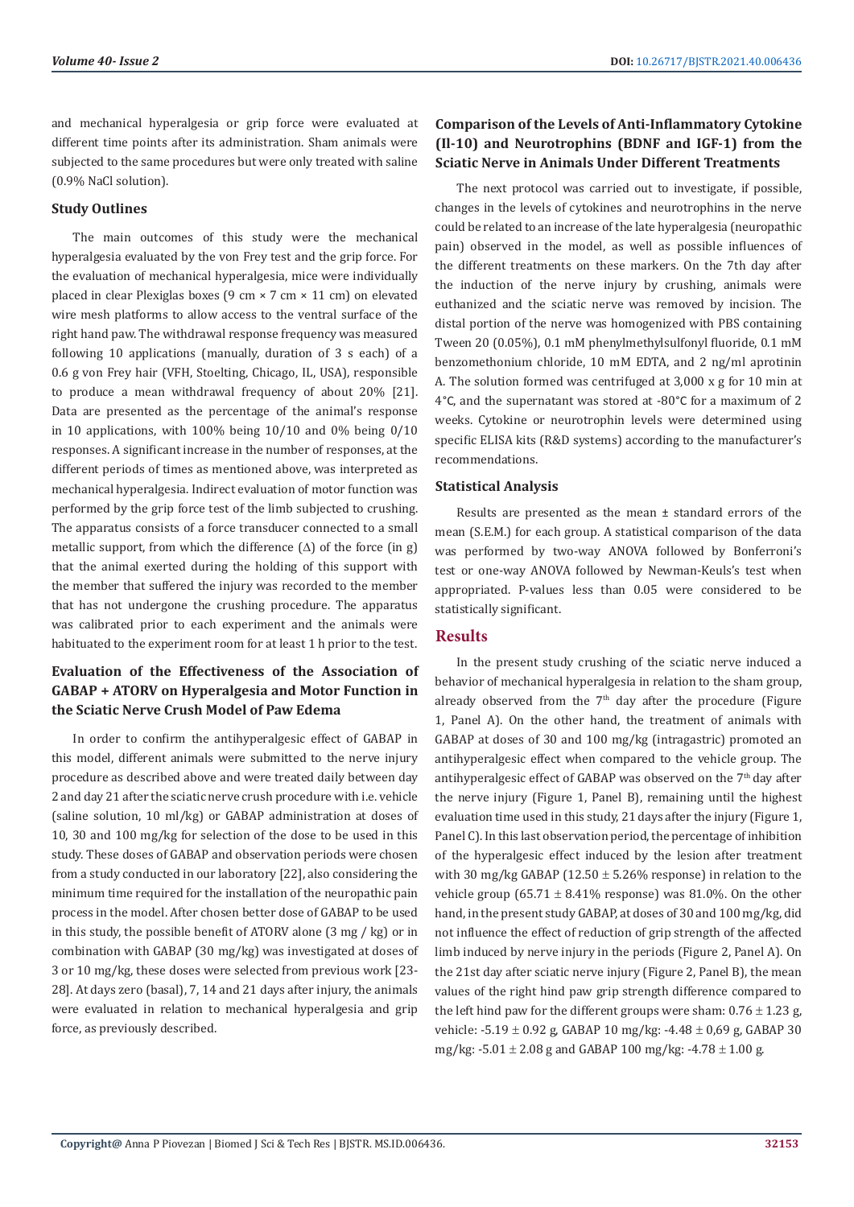and mechanical hyperalgesia or grip force were evaluated at different time points after its administration. Sham animals were subjected to the same procedures but were only treated with saline (0.9% NaCl solution).

### Study Outlines

The main outcomes of this study were the mechanical hyperalgesia evaluated by the von Frey test and the grip force. For the evaluation of mechanical hyperalgesia, mice were individually placed in clear Plexiglas boxes (9 cm × 7 cm × 11 cm) on elevated wire mesh platforms to allow access to the ventral surface of the right hand paw. The withdrawal response frequency was measured following 10 applications (manually, duration of 3 s each) of a 0.6 g von Frey hair (VFH, Stoelting, Chicago, IL, USA), responsible to produce a mean withdrawal frequency of about 20% [21]. Data are presented as the percentage of the animal's response in 10 applications, with 100% being 10/10 and 0% being 0/10 responses. A significant increase in the number of responses, at the different periods of times as mentioned above, was interpreted as mechanical hyperalgesia. Indirect evaluation of motor function was performed by the grip force test of the limb subjected to crushing. The apparatus consists of a force transducer connected to a small metallic support, from which the difference (Δ) of the force (in g) that the animal exerted during the holding of this support with the member that suffered the injury was recorded to the member that has not undergone the crushing procedure. The apparatus was calibrated prior to each experiment and the animals were habituated to the experiment room for at least 1 h prior to the test.

### Evaluation of the Effectiveness of the Association of GABAP + ATORV on Hyperalgesia and Motor Function in the Sciatic Nerve Crush Model of Paw Edema

In order to confirm the antihyperalgesic effect of GABAP in this model, different animals were submitted to the nerve injury procedure as described above and were treated daily between day 2 and day 21 after the sciatic nerve crush procedure with i.e. vehicle (saline solution, 10 ml/kg) or GABAP administration at doses of 10, 30 and 100 mg/kg for selection of the dose to be used in this study. These doses of GABAP and observation periods were chosen from a study conducted in our laboratory [22], also considering the minimum time required for the installation of the neuropathic pain process in the model. After chosen better dose of GABAP to be used in this study, the possible benefit of ATORV alone (3 mg / kg) or in combination with GABAP (30 mg/kg) was investigated at doses of 3 or 10 mg/kg, these doses were selected from previous work [23-28]. At days zero (basal), 7, 14 and 21 days after injury, the animals were evaluated in relation to mechanical hyperalgesia and grip force, as previously described.

### Comparison of the Levels of Anti-Inflammatory Cytokine (Il-10) and Neurotrophins (BDNF and IGF-1) from the Sciatic Nerve in Animals Under Different Treatments

The next protocol was carried out to investigate, if possible, changes in the levels of cytokines and neurotrophins in the nerve could be related to an increase of the late hyperalgesia (neuropathic pain) observed in the model, as well as possible influences of the different treatments on these markers. On the 7th day after the induction of the nerve injury by crushing, animals were euthanized and the sciatic nerve was removed by incision. The distal portion of the nerve was homogenized with PBS containing Tween 20 (0.05%), 0.1 mM phenylmethylsulfonyl fluoride, 0.1 mM benzomethonium chloride, 10 mM EDTA, and 2 ng/ml aprotinin A. The solution formed was centrifuged at 3,000 x g for 10 min at 4°C, and the supernatant was stored at -80°C for a maximum of 2 weeks. Cytokine or neurotrophin levels were determined using specific ELISA kits (R&D systems) according to the manufacturer's recommendations.

### Statistical Analysis

Results are presented as the mean ± standard errors of the mean (S.E.M.) for each group. A statistical comparison of the data was performed by two-way ANOVA followed by Bonferroni's test or one-way ANOVA followed by Newman-Keuls's test when appropriated. P-values less than 0.05 were considered to be statistically significant.

## Results

In the present study crushing of the sciatic nerve induced a behavior of mechanical hyperalgesia in relation to the sham group, already observed from the 7th day after the procedure (Figure 1, Panel A). On the other hand, the treatment of animals with GABAP at doses of 30 and 100 mg/kg (intragastric) promoted an antihyperalgesic effect when compared to the vehicle group. The antihyperalgesic effect of GABAP was observed on the 7th day after the nerve injury (Figure 1, Panel B), remaining until the highest evaluation time used in this study, 21 days after the injury (Figure 1, Panel C). In this last observation period, the percentage of inhibition of the hyperalgesic effect induced by the lesion after treatment with 30 mg/kg GABAP (12.50 ± 5.26% response) in relation to the vehicle group (65.71 ± 8.41% response) was 81.0%. On the other hand, in the present study GABAP, at doses of 30 and 100 mg/kg, did not influence the effect of reduction of grip strength of the affected limb induced by nerve injury in the periods (Figure 2, Panel A). On the 21st day after sciatic nerve injury (Figure 2, Panel B), the mean values of the right hind paw grip strength difference compared to the left hind paw for the different groups were sham: 0.76 ± 1.23 g, vehicle: -5.19 ± 0.92 g, GABAP 10 mg/kg: -4.48 ± 0,69 g, GABAP 30 mg/kg: -5.01 ± 2.08 g and GABAP 100 mg/kg: -4.78 ± 1.00 g.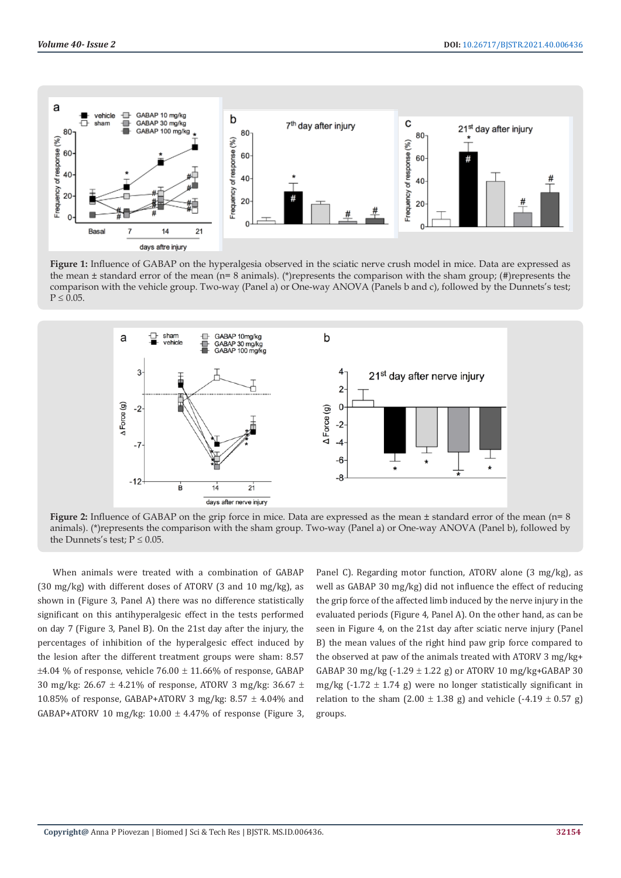**Figure 1:** Influence of GABAP on the hyperalgesia observed in the sciatic nerve crush model in mice. Data are expressed as the mean ± standard error of the mean (n= 8 animals). (*)represents the comparison with the sham group; (#)represents the comparison with the vehicle group. Two-way (Panel a) or One-way ANOVA (Panels b and c), followed by the Dunnets's test; P ≤ 0.05.

**Figure 2:** Influence of GABAP on the grip force in mice. Data are expressed as the mean ± standard error of the mean (n= 8 animals). (*)represents the comparison with the sham group. Two-way (Panel a) or One-way ANOVA (Panel b), followed by the Dunnets's test; P ≤ 0.05.

When animals were treated with a combination of GABAP (30 mg/kg) with different doses of ATORV (3 and 10 mg/kg), as shown in (Figure 3, Panel A) there was no difference statistically significant on this antihyperalgesic effect in the tests performed on day 7 (Figure 3, Panel B). On the 21st day after the injury, the percentages of inhibition of the hyperalgesic effect induced by the lesion after the different treatment groups were sham: 8.57 ±4.04 % of response, vehicle 76.00 ± 11.66% of response, GABAP 30 mg/kg: 26.67 ± 4.21% of response, ATORV 3 mg/kg: 36.67 ± 10.85% of response, GABAP+ATORV 3 mg/kg: 8.57 ± 4.04% and GABAP+ATORV 10 mg/kg: 10.00 ± 4.47% of response (Figure 3, Panel C). Regarding motor function, ATORV alone (3 mg/kg), as well as GABAP 30 mg/kg) did not influence the effect of reducing the grip force of the affected limb induced by the nerve injury in the evaluated periods (Figure 4, Panel A). On the other hand, as can be seen in Figure 4, on the 21st day after sciatic nerve injury (Panel B) the mean values of the right hind paw grip force compared to the observed at paw of the animals treated with ATORV 3 mg/kg+ GABAP 30 mg/kg (-1.29 ± 1.22 g) or ATORV 10 mg/kg+GABAP 30 mg/kg (-1.72 ± 1.74 g) were no longer statistically significant in relation to the sham (2.00 ± 1.38 g) and vehicle (-4.19 ± 0.57 g) groups.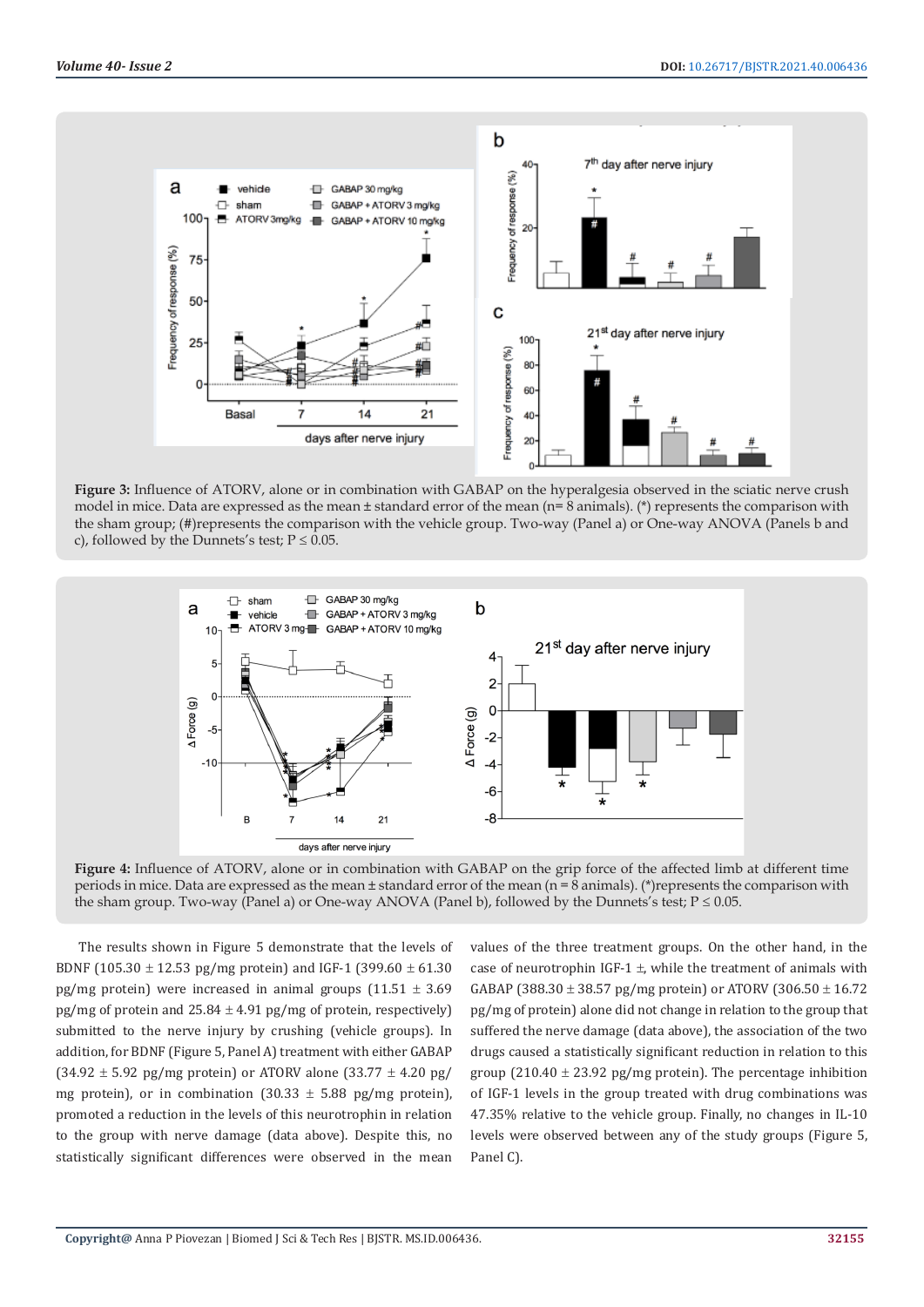**Figure 3:** Influence of ATORV, alone or in combination with GABAP on the hyperalgesia observed in the sciatic nerve crush model in mice. Data are expressed as the mean ± standard error of the mean (n= 8 animals). (*) represents the comparison with the sham group; (#)represents the comparison with the vehicle group. Two-way (Panel a) or One-way ANOVA (Panels b and c), followed by the Dunnets's test; P ≤ 0.05.

**Figure 4:** Influence of ATORV, alone or in combination with GABAP on the grip force of the affected limb at different time periods in mice. Data are expressed as the mean ± standard error of the mean (n = 8 animals). (*)represents the comparison with the sham group. Two-way (Panel a) or One-way ANOVA (Panel b), followed by the Dunnets's test; P ≤ 0.05.

The results shown in Figure 5 demonstrate that the levels of BDNF (105.30 ± 12.53 pg/mg protein) and IGF-1 (399.60 ± 61.30 pg/mg protein) were increased in animal groups (11.51 ± 3.69 pg/mg of protein and 25.84 ± 4.91 pg/mg of protein, respectively) submitted to the nerve injury by crushing (vehicle groups). In addition, for BDNF (Figure 5, Panel A) treatment with either GABAP (34.92 ± 5.92 pg/mg protein) or ATORV alone (33.77 ± 4.20 pg/mg protein), or in combination (30.33 ± 5.88 pg/mg protein), promoted a reduction in the levels of this neurotrophin in relation to the group with nerve damage (data above). Despite this, no statistically significant differences were observed in the mean values of the three treatment groups. On the other hand, in the case of neurotrophin IGF-1 ±, while the treatment of animals with GABAP (388.30 ± 38.57 pg/mg protein) or ATORV (306.50 ± 16.72 pg/mg of protein) alone did not change in relation to the group that suffered the nerve damage (data above), the association of the two drugs caused a statistically significant reduction in relation to this group (210.40 ± 23.92 pg/mg protein). The percentage inhibition of IGF-1 levels in the group treated with drug combinations was 47.35% relative to the vehicle group. Finally, no changes in IL-10 levels were observed between any of the study groups (Figure 5, Panel C).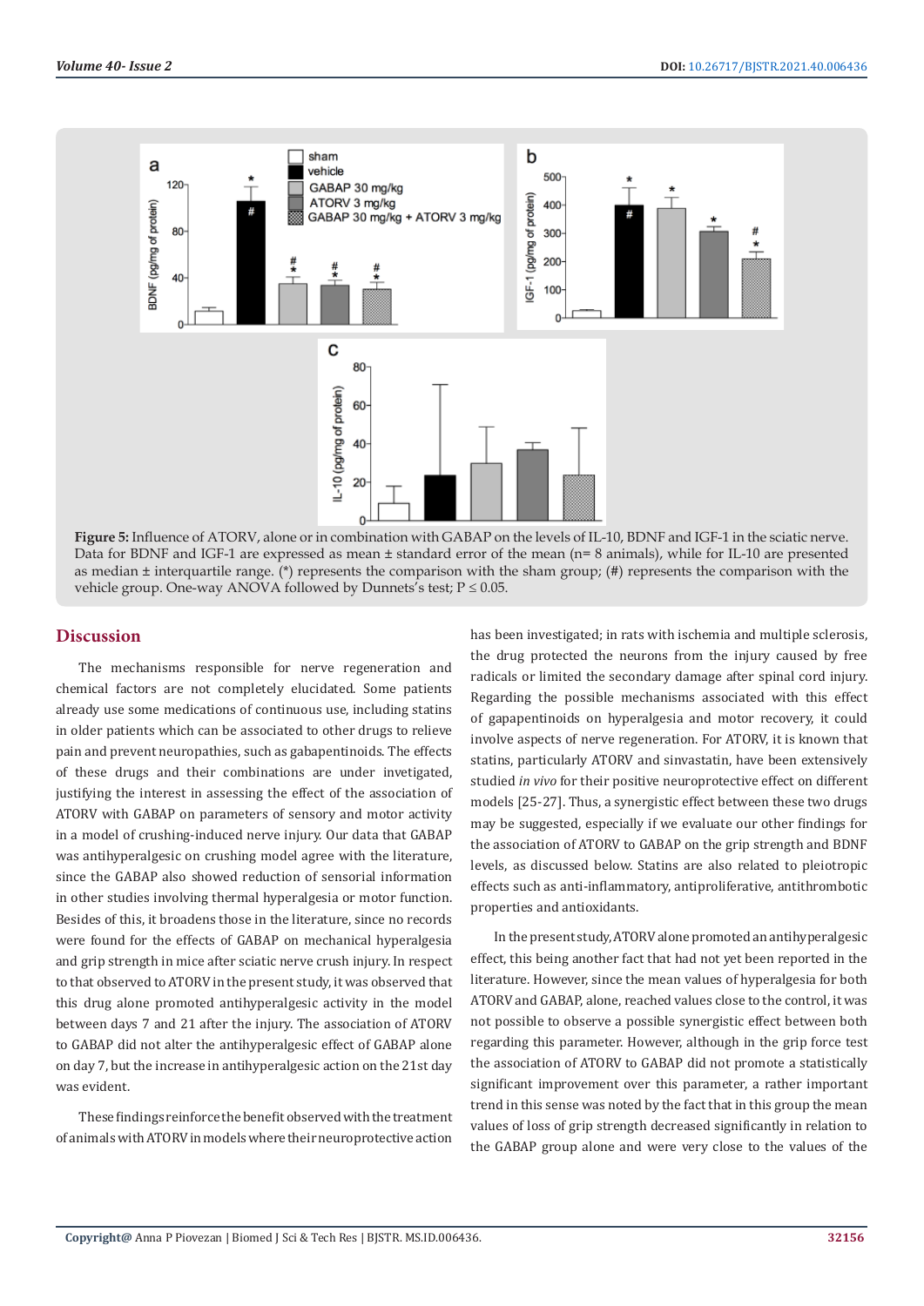**Figure 5:** Influence of ATORV, alone or in combination with GABAP on the levels of IL-10, BDNF and IGF-1 in the sciatic nerve. Data for BDNF and IGF-1 are expressed as mean ± standard error of the mean (n= 8 animals), while for IL-10 are presented as median ± interquartile range. (*) represents the comparison with the sham group; (#) represents the comparison with the vehicle group. One-way ANOVA followed by Dunnets's test; P ≤ 0.05.

## Discussion

The mechanisms responsible for nerve regeneration and chemical factors are not completely elucidated. Some patients already use some medications of continuous use, including statins in older patients which can be associated to other drugs to relieve pain and prevent neuropathies, such as gabapentinoids. The effects of these drugs and their combinations are under invetigated, justifying the interest in assessing the effect of the association of ATORV with GABAP on parameters of sensory and motor activity in a model of crushing-induced nerve injury. Our data that GABAP was antihyperalgesic on crushing model agree with the literature, since the GABAP also showed reduction of sensorial information in other studies involving thermal hyperalgesia or motor function. Besides of this, it broadens those in the literature, since no records were found for the effects of GABAP on mechanical hyperalgesia and grip strength in mice after sciatic nerve crush injury. In respect to that observed to ATORV in the present study, it was observed that this drug alone promoted antihyperalgesic activity in the model between days 7 and 21 after the injury. The association of ATORV to GABAP did not alter the antihyperalgesic effect of GABAP alone on day 7, but the increase in antihyperalgesic action on the 21st day was evident.

These findings reinforce the benefit observed with the treatment of animals with ATORV in models where their neuroprotective action has been investigated; in rats with ischemia and multiple sclerosis, the drug protected the neurons from the injury caused by free radicals or limited the secondary damage after spinal cord injury. Regarding the possible mechanisms associated with this effect of gapapentinoids on hyperalgesia and motor recovery, it could involve aspects of nerve regeneration. For ATORV, it is known that statins, particularly ATORV and sinvastatin, have been extensively studied *in vivo* for their positive neuroprotective effect on different models [25-27]. Thus, a synergistic effect between these two drugs may be suggested, especially if we evaluate our other findings for the association of ATORV to GABAP on the grip strength and BDNF levels, as discussed below. Statins are also related to pleiotropic effects such as anti-inflammatory, antiproliferative, antithrombotic properties and antioxidants.

In the present study, ATORV alone promoted an antihyperalgesic effect, this being another fact that had not yet been reported in the literature. However, since the mean values of hyperalgesia for both ATORV and GABAP, alone, reached values close to the control, it was not possible to observe a possible synergistic effect between both regarding this parameter. However, although in the grip force test the association of ATORV to GABAP did not promote a statistically significant improvement over this parameter, a rather important trend in this sense was noted by the fact that in this group the mean values of loss of grip strength decreased significantly in relation to the GABAP group alone and were very close to the values of the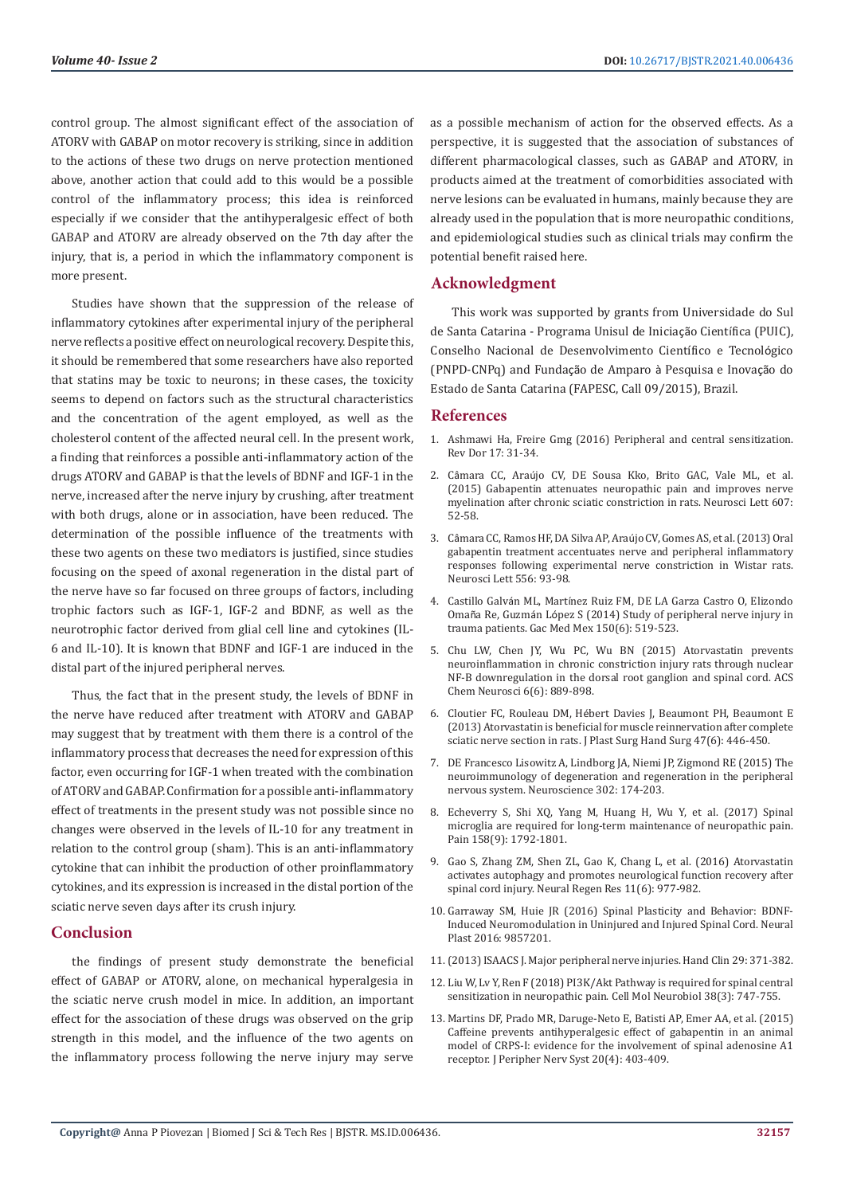control group. The almost significant effect of the association of ATORV with GABAP on motor recovery is striking, since in addition to the actions of these two drugs on nerve protection mentioned above, another action that could add to this would be a possible control of the inflammatory process; this idea is reinforced especially if we consider that the antihyperalgesic effect of both GABAP and ATORV are already observed on the 7th day after the injury, that is, a period in which the inflammatory component is more present.

Studies have shown that the suppression of the release of inflammatory cytokines after experimental injury of the peripheral nerve reflects a positive effect on neurological recovery. Despite this, it should be remembered that some researchers have also reported that statins may be toxic to neurons; in these cases, the toxicity seems to depend on factors such as the structural characteristics and the concentration of the agent employed, as well as the cholesterol content of the affected neural cell. In the present work, a finding that reinforces a possible anti-inflammatory action of the drugs ATORV and GABAP is that the levels of BDNF and IGF-1 in the nerve, increased after the nerve injury by crushing, after treatment with both drugs, alone or in association, have been reduced. The determination of the possible influence of the treatments with these two agents on these two mediators is justified, since studies focusing on the speed of axonal regeneration in the distal part of the nerve have so far focused on three groups of factors, including trophic factors such as IGF-1, IGF-2 and BDNF, as well as the neurotrophic factor derived from glial cell line and cytokines (IL-6 and IL-10). It is known that BDNF and IGF-1 are induced in the distal part of the injured peripheral nerves.

Thus, the fact that in the present study, the levels of BDNF in the nerve have reduced after treatment with ATORV and GABAP may suggest that by treatment with them there is a control of the inflammatory process that decreases the need for expression of this factor, even occurring for IGF-1 when treated with the combination of ATORV and GABAP. Confirmation for a possible anti-inflammatory effect of treatments in the present study was not possible since no changes were observed in the levels of IL-10 for any treatment in relation to the control group (sham). This is an anti-inflammatory cytokine that can inhibit the production of other proinflammatory cytokines, and its expression is increased in the distal portion of the sciatic nerve seven days after its crush injury.

## Conclusion

the findings of present study demonstrate the beneficial effect of GABAP or ATORV, alone, on mechanical hyperalgesia in the sciatic nerve crush model in mice. In addition, an important effect for the association of these drugs was observed on the grip strength in this model, and the influence of the two agents on the inflammatory process following the nerve injury may serve as a possible mechanism of action for the observed effects. As a perspective, it is suggested that the association of substances of different pharmacological classes, such as GABAP and ATORV, in products aimed at the treatment of comorbidities associated with nerve lesions can be evaluated in humans, mainly because they are already used in the population that is more neuropathic conditions, and epidemiological studies such as clinical trials may confirm the potential benefit raised here.

## Acknowledgment

This work was supported by grants from Universidade do Sul de Santa Catarina - Programa Unisul de Iniciação Científica (PUIC), Conselho Nacional de Desenvolvimento Científico e Tecnológico (PNPD-CNPq) and Fundação de Amparo à Pesquisa e Inovação do Estado de Santa Catarina (FAPESC, Call 09/2015), Brazil.

## References

1. Ashmawi Ha, Freire Gmg (2016) Peripheral and central sensitization. Rev Dor 17: 31-34.
2. Câmara CC, Araújo CV, DE Sousa Kko, Brito GAC, Vale ML, et al. (2015) Gabapentin attenuates neuropathic pain and improves nerve myelination after chronic sciatic constriction in rats. Neurosci Lett 607: 52-58.
3. Câmara CC, Ramos HF, DA Silva AP, Araújo CV, Gomes AS, et al. (2013) Oral gabapentin treatment accentuates nerve and peripheral inflammatory responses following experimental nerve constriction in Wistar rats. Neurosci Lett 556: 93-98.
4. Castillo Galván ML, Martínez Ruiz FM, DE LA Garza Castro O, Elizondo Omaña Re, Guzmán López S (2014) Study of peripheral nerve injury in trauma patients. Gac Med Mex 150(6): 519-523.
5. Chu LW, Chen JY, Wu PC, Wu BN (2015) Atorvastatin prevents neuroinflammation in chronic constriction injury rats through nuclear NF-B downregulation in the dorsal root ganglion and spinal cord. ACS Chem Neurosci 6(6): 889-898.
6. Cloutier FC, Rouleau DM, Hébert Davies J, Beaumont PH, Beaumont E (2013) Atorvastatin is beneficial for muscle reinnervation after complete sciatic nerve section in rats. J Plast Surg Hand Surg 47(6): 446-450.
7. DE Francesco Lisowitz A, Lindborg JA, Niemi JP, Zigmond RE (2015) The neuroimmunology of degeneration and regeneration in the peripheral nervous system. Neuroscience 302: 174-203.
8. Echeverry S, Shi XQ, Yang M, Huang H, Wu Y, et al. (2017) Spinal microglia are required for long-term maintenance of neuropathic pain. Pain 158(9): 1792-1801.
9. Gao S, Zhang ZM, Shen ZL, Gao K, Chang L, et al. (2016) Atorvastatin activates autophagy and promotes neurological function recovery after spinal cord injury. Neural Regen Res 11(6): 977-982.
10. Garraway SM, Huie JR (2016) Spinal Plasticity and Behavior: BDNF-Induced Neuromodulation in Uninjured and Injured Spinal Cord. Neural Plast 2016: 9857201.
11. (2013) ISAACS J. Major peripheral nerve injuries. Hand Clin 29: 371-382.
12. Liu W, Lv Y, Ren F (2018) PI3K/Akt Pathway is required for spinal central sensitization in neuropathic pain. Cell Mol Neurobiol 38(3): 747-755.
13. Martins DF, Prado MR, Daruge-Neto E, Batisti AP, Emer AA, et al. (2015) Caffeine prevents antihyperalgesic effect of gabapentin in an animal model of CRPS-I: evidence for the involvement of spinal adenosine A1 receptor. J Peripher Nerv Syst 20(4): 403-409.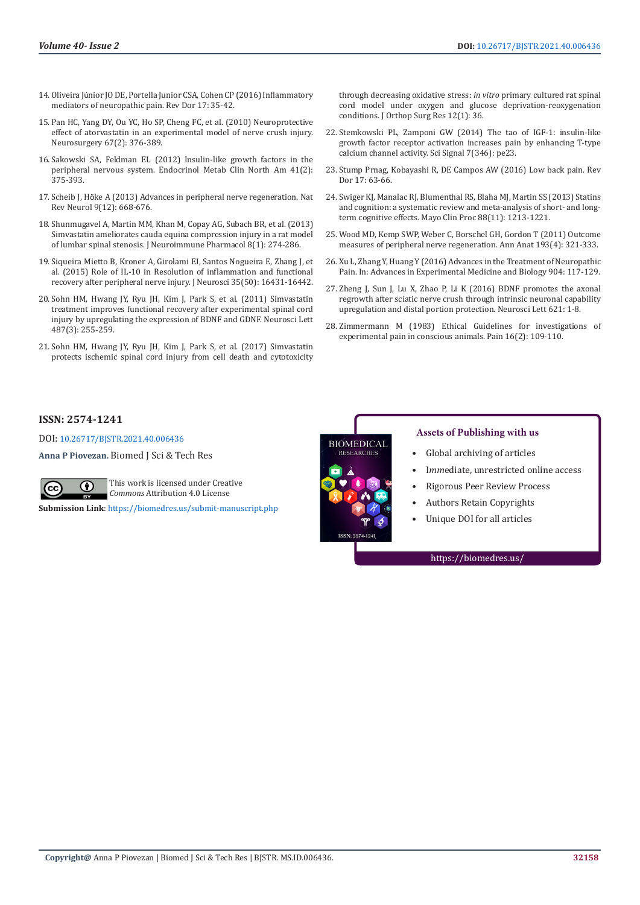14. Oliveira Júnior JO DE, Portella Junior CSA, Cohen CP (2016) Inflammatory mediators of neuropathic pain. Rev Dor 17: 35-42.
15. Pan HC, Yang DY, Ou YC, Ho SP, Cheng FC, et al. (2010) Neuroprotective effect of atorvastatin in an experimental model of nerve crush injury. Neurosurgery 67(2): 376-389.
16. Sakowski SA, Feldman EL (2012) Insulin-like growth factors in the peripheral nervous system. Endocrinol Metab Clin North Am 41(2): 375-393.
17. Scheib J, Höke A (2013) Advances in peripheral nerve regeneration. Nat Rev Neurol 9(12): 668-676.
18. Shunmugavel A, Martin MM, Khan M, Copay AG, Subach BR, et al. (2013) Simvastatin ameliorates cauda equina compression injury in a rat model of lumbar spinal stenosis. J Neuroimmune Pharmacol 8(1): 274-286.
19. Siqueira Mietto B, Kroner A, Girolami EI, Santos Nogueira E, Zhang J, et al. (2015) Role of IL-10 in Resolution of inflammation and functional recovery after peripheral nerve injury. J Neurosci 35(50): 16431-16442.
20. Sohn HM, Hwang JY, Ryu JH, Kim J, Park S, et al. (2011) Simvastatin treatment improves functional recovery after experimental spinal cord injury by upregulating the expression of BDNF and GDNF. Neurosci Lett 487(3): 255-259.
21. Sohn HM, Hwang JY, Ryu JH, Kim J, Park S, et al. (2017) Simvastatin protects ischemic spinal cord injury from cell death and cytotoxicity through decreasing oxidative stress: *in vitro* primary cultured rat spinal cord model under oxygen and glucose deprivation-reoxygenation conditions. J Orthop Surg Res 12(1): 36.
22. Stemkowski PL, Zamponi GW (2014) The tao of IGF-1: insulin-like growth factor receptor activation increases pain by enhancing T-type calcium channel activity. Sci Signal 7(346): pe23.
23. Stump Prnag, Kobayashi R, DE Campos AW (2016) Low back pain. Rev Dor 17: 63-66.
24. Swiger KJ, Manalac RJ, Blumenthal RS, Blaha MJ, Martin SS (2013) Statins and cognition: a systematic review and meta-analysis of short- and long-term cognitive effects. Mayo Clin Proc 88(11): 1213-1221.
25. Wood MD, Kemp SWP, Weber C, Borschel GH, Gordon T (2011) Outcome measures of peripheral nerve regeneration. Ann Anat 193(4): 321-333.
26. Xu L, Zhang Y, Huang Y (2016) Advances in the Treatment of Neuropathic Pain. In: Advances in Experimental Medicine and Biology 904: 117-129.
27. Zheng J, Sun J, Lu X, Zhao P, Li K (2016) BDNF promotes the axonal regrowth after sciatic nerve crush through intrinsic neuronal capability upregulation and distal portion protection. Neurosci Lett 621: 1-8.
28. Zimmermann M (1983) Ethical Guidelines for investigations of experimental pain in conscious animals. Pain 16(2): 109-110.

**ISSN: 2574-1241**

DOI: 10.26717/BJSTR.2021.40.006436

**Anna P Piovezan.** Biomed J Sci & Tech Res

This work is licensed under Creative *Commons* Attribution 4.0 License

**Submission Link**: https://biomedres.us/submit-manuscript.php

**Assets of Publishing with us**

- Global archiving of articles
- Immediate, unrestricted online access
- Rigorous Peer Review Process
- Authors Retain Copyrights
- Unique DOI for all articles

https://biomedres.us/